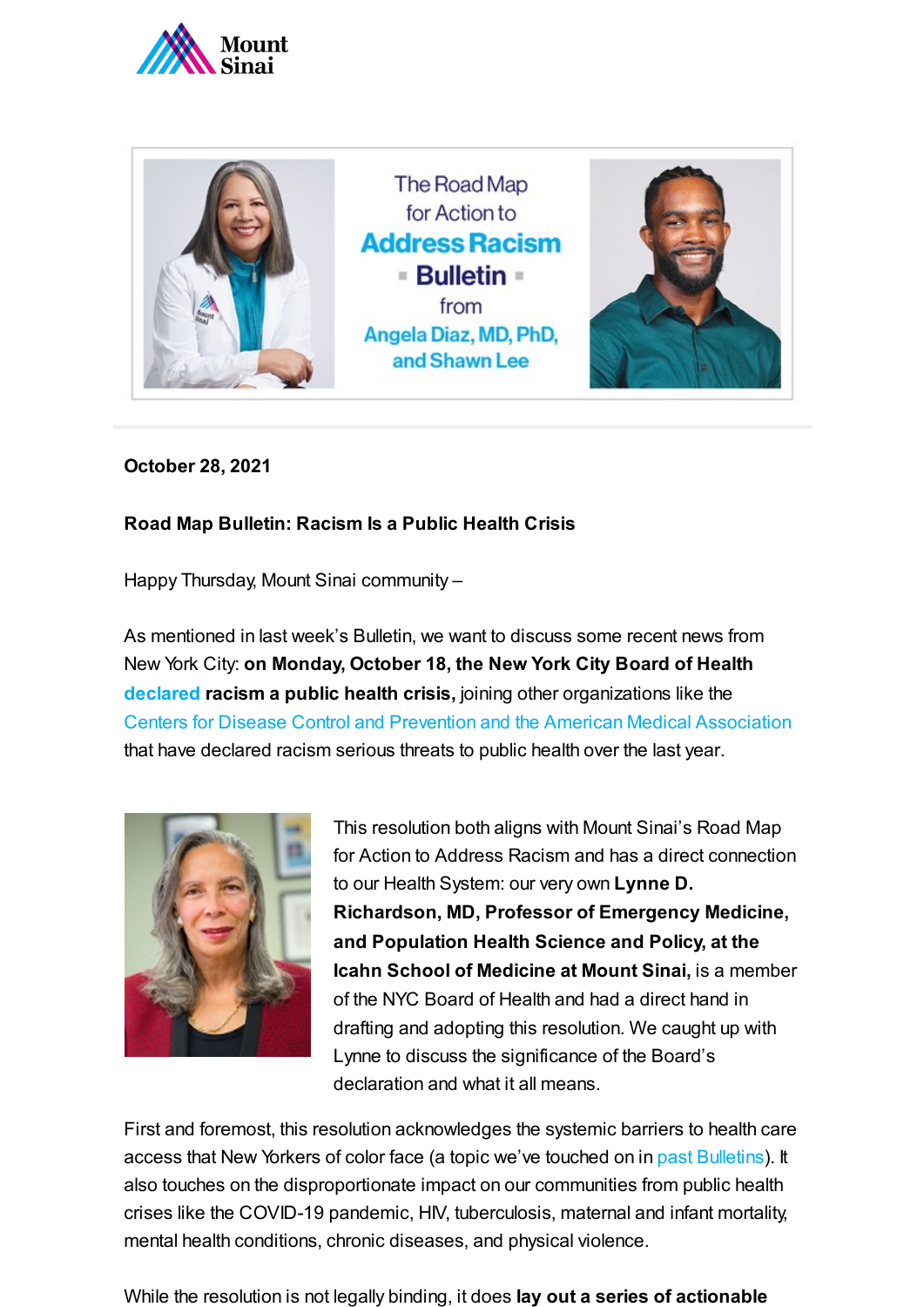The Road Map for Action to **Address Racism** **Bulletin** from Angela Diaz, MD, PhD, and Shawn Lee

**October 28, 2021**

**Road Map Bulletin: Racism Is a Public Health Crisis**

Happy Thursday, Mount Sinai community –

As mentioned in last week's Bulletin, we want to discuss some recent news from New York City: **on Monday, October 18, the New York City Board of Health declared racism a public health crisis,** joining other organizations like the Centers for Disease Control and Prevention and the American Medical Association that have declared racism serious threats to public health over the last year.

This resolution both aligns with Mount Sinai's Road Map for Action to Address Racism and has a direct connection to our Health System: our very own **Lynne D. Richardson, MD, Professor of Emergency Medicine, and Population Health Science and Policy, at the Icahn School of Medicine at Mount Sinai,** is a member of the NYC Board of Health and had a direct hand in drafting and adopting this resolution. We caught up with Lynne to discuss the significance of the Board's declaration and what it all means.

First and foremost, this resolution acknowledges the systemic barriers to health care access that New Yorkers of color face (a topic we've touched on in past Bulletins). It also touches on the disproportionate impact on our communities from public health crises like the COVID-19 pandemic, HIV, tuberculosis, maternal and infant mortality, mental health conditions, chronic diseases, and physical violence.

While the resolution is not legally binding, it does **lay out a series of actionable**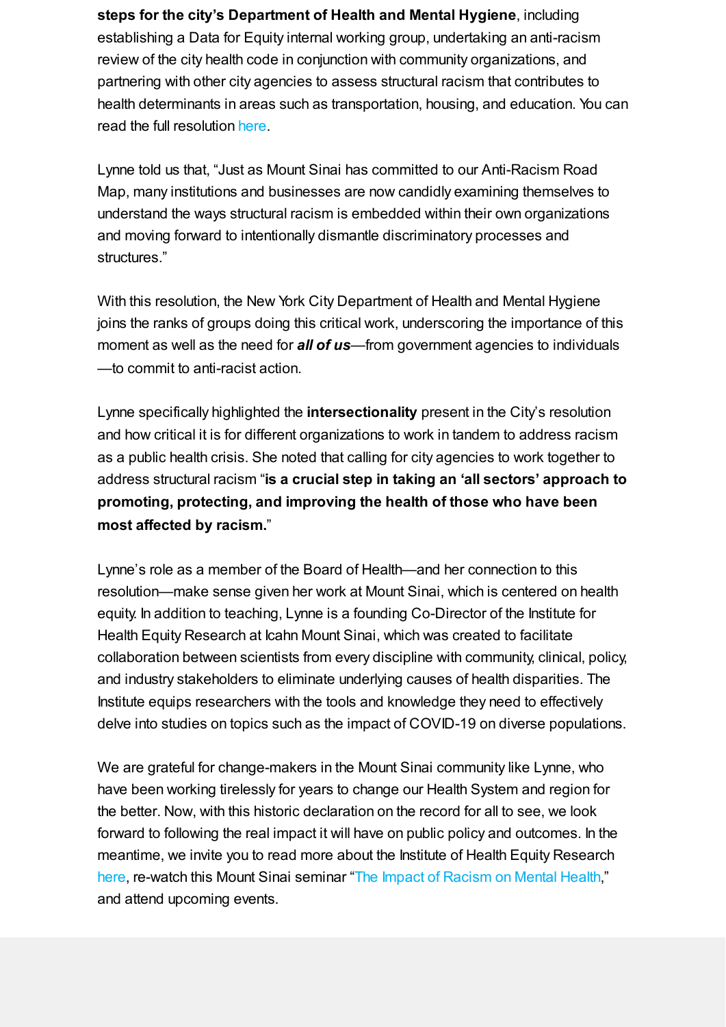**steps for the city's Department of Health and Mental Hygiene**, including establishing a Data for Equity internal working group, undertaking an anti-racism review of the city health code in conjunction with community organizations, and partnering with other city agencies to assess structural racism that contributes to health determinants in areas such as transportation, housing, and education. You can read the full resolution here.

Lynne told us that, "Just as Mount Sinai has committed to our Anti-Racism Road Map, many institutions and businesses are now candidly examining themselves to understand the ways structural racism is embedded within their own organizations and moving forward to intentionally dismantle discriminatory processes and structures."

With this resolution, the New York City Department of Health and Mental Hygiene joins the ranks of groups doing this critical work, underscoring the importance of this moment as well as the need for ***all of us***—from government agencies to individuals—to commit to anti-racist action.

Lynne specifically highlighted the **intersectionality** present in the City's resolution and how critical it is for different organizations to work in tandem to address racism as a public health crisis. She noted that calling for city agencies to work together to address structural racism "**is a crucial step in taking an 'all sectors' approach to promoting, protecting, and improving the health of those who have been most affected by racism.**"

Lynne's role as a member of the Board of Health—and her connection to this resolution—make sense given her work at Mount Sinai, which is centered on health equity. In addition to teaching, Lynne is a founding Co-Director of the Institute for Health Equity Research at Icahn Mount Sinai, which was created to facilitate collaboration between scientists from every discipline with community, clinical, policy, and industry stakeholders to eliminate underlying causes of health disparities. The Institute equips researchers with the tools and knowledge they need to effectively delve into studies on topics such as the impact of COVID-19 on diverse populations.

We are grateful for change-makers in the Mount Sinai community like Lynne, who have been working tirelessly for years to change our Health System and region for the better. Now, with this historic declaration on the record for all to see, we look forward to following the real impact it will have on public policy and outcomes. In the meantime, we invite you to read more about the Institute of Health Equity Research here, re-watch this Mount Sinai seminar "The Impact of Racism on Mental Health," and attend upcoming events.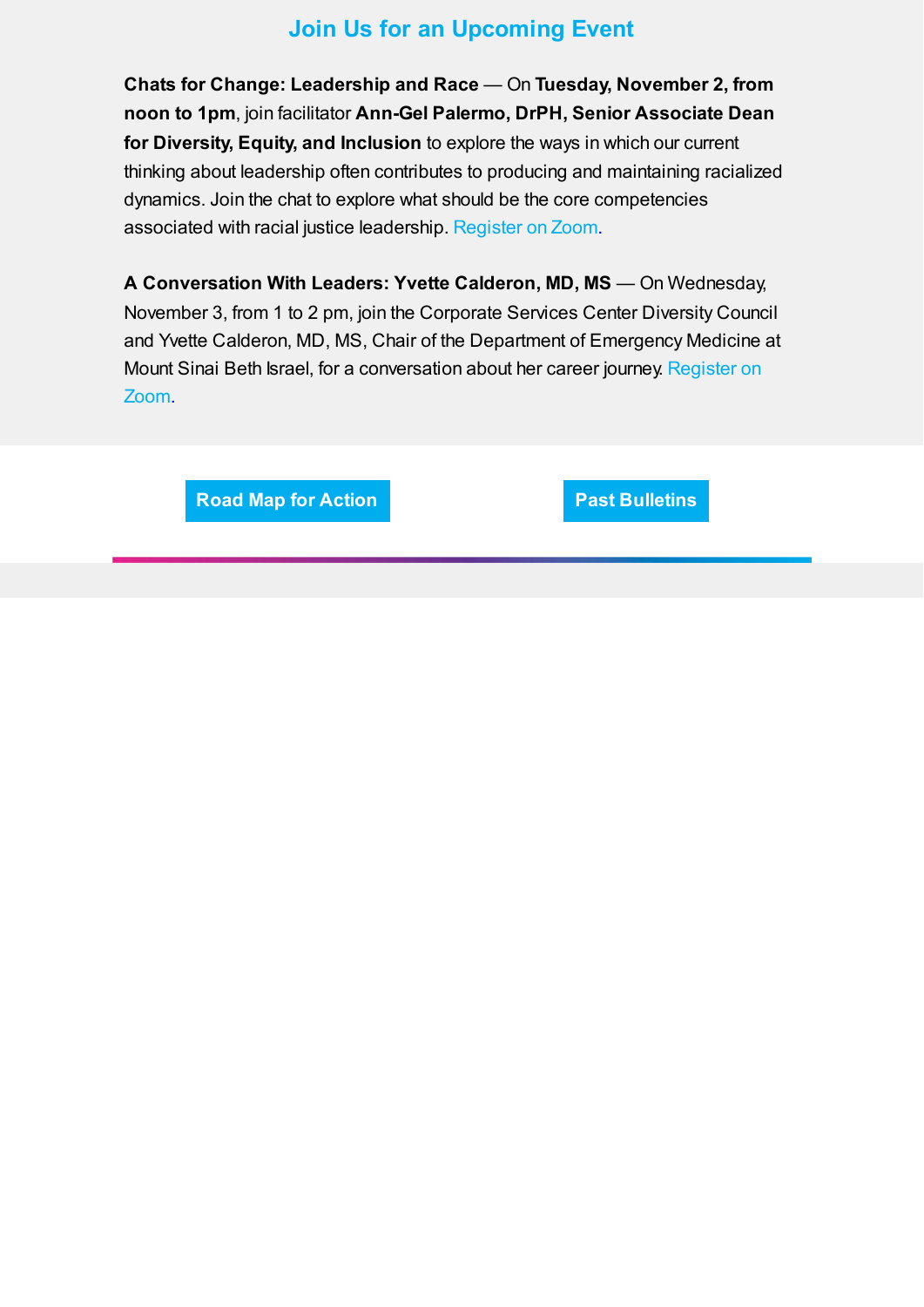## Join Us for an Upcoming Event

**Chats for Change: Leadership and Race** — On **Tuesday, November 2, from noon to 1pm**, join facilitator **Ann-Gel Palermo, DrPH, Senior Associate Dean for Diversity, Equity, and Inclusion** to explore the ways in which our current thinking about leadership often contributes to producing and maintaining racialized dynamics. Join the chat to explore what should be the core competencies associated with racial justice leadership. Register on Zoom.

**A Conversation With Leaders: Yvette Calderon, MD, MS** — On Wednesday, November 3, from 1 to 2 pm, join the Corporate Services Center Diversity Council and Yvette Calderon, MD, MS, Chair of the Department of Emergency Medicine at Mount Sinai Beth Israel, for a conversation about her career journey. Register on Zoom.

Road Map for Action

Past Bulletins